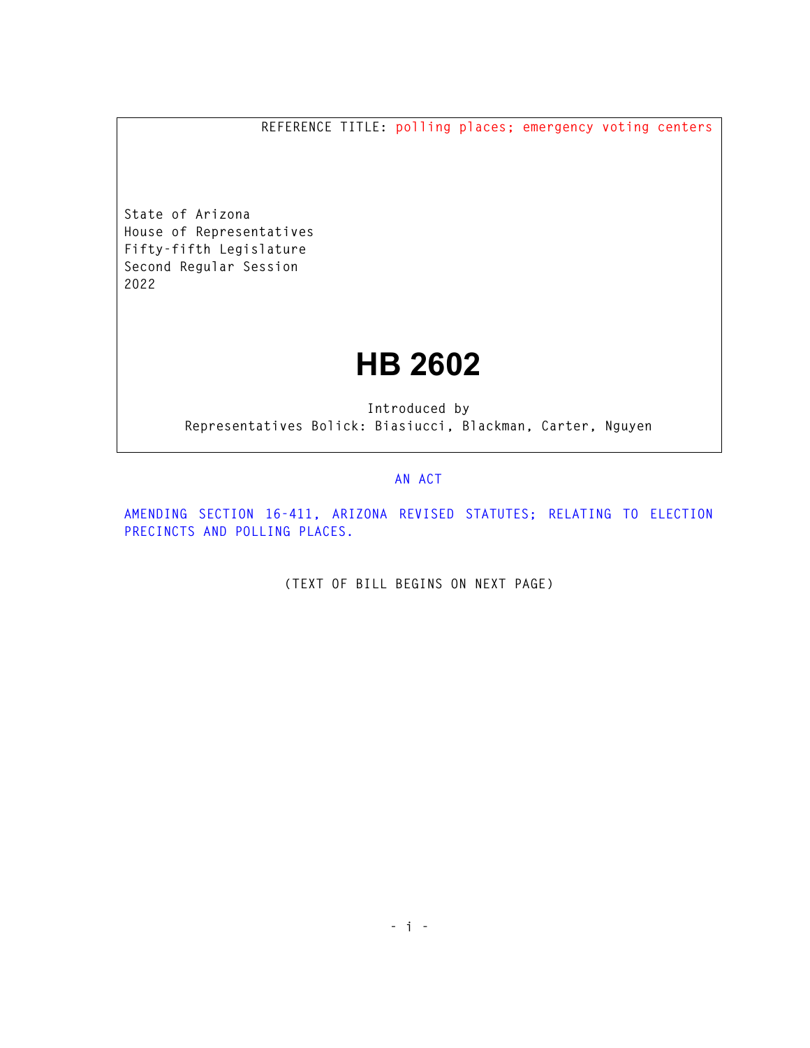REFERENCE TITLE: polling places; emergency voting centers

State of Arizona
House of Representatives
Fifty-fifth Legislature
Second Regular Session
2022

# HB 2602

Introduced by
Representatives Bolick: Biasiucci, Blackman, Carter, Nguyen

AN ACT

AMENDING SECTION 16-411, ARIZONA REVISED STATUTES; RELATING TO ELECTION PRECINCTS AND POLLING PLACES.

(TEXT OF BILL BEGINS ON NEXT PAGE)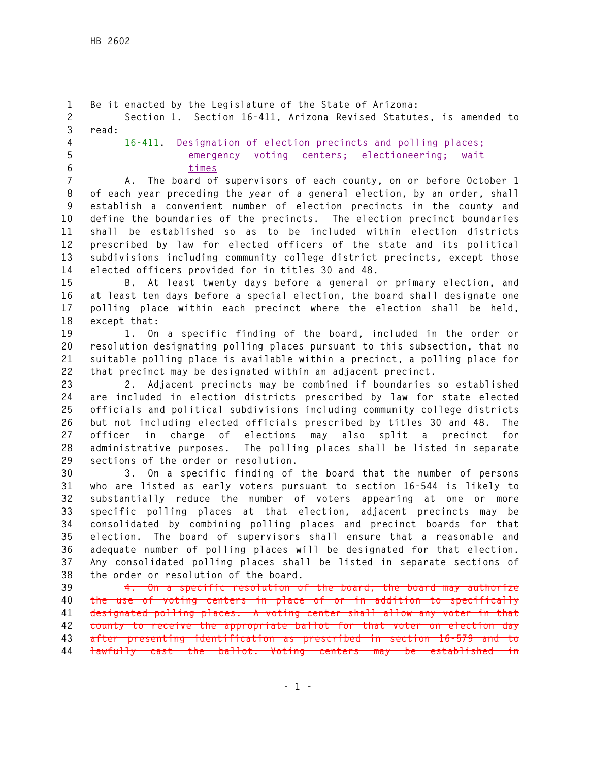Be it enacted by the Legislature of the State of Arizona:

Section 1. Section 16-411, Arizona Revised Statutes, is amended to read:

16-411. <ins>Designation of election precincts and polling places; emergency voting centers; electioneering; wait times</ins>

A. The board of supervisors of each county, on or before October 1 of each year preceding the year of a general election, by an order, shall establish a convenient number of election precincts in the county and define the boundaries of the precincts. The election precinct boundaries shall be established so as to be included within election districts prescribed by law for elected officers of the state and its political subdivisions including community college district precincts, except those elected officers provided for in titles 30 and 48.

B. At least twenty days before a general or primary election, and at least ten days before a special election, the board shall designate one polling place within each precinct where the election shall be held, except that:

1. On a specific finding of the board, included in the order or resolution designating polling places pursuant to this subsection, that no suitable polling place is available within a precinct, a polling place for that precinct may be designated within an adjacent precinct.

2. Adjacent precincts may be combined if boundaries so established are included in election districts prescribed by law for state elected officials and political subdivisions including community college districts but not including elected officials prescribed by titles 30 and 48. The officer in charge of elections may also split a precinct for administrative purposes. The polling places shall be listed in separate sections of the order or resolution.

3. On a specific finding of the board that the number of persons who are listed as early voters pursuant to section 16-544 is likely to substantially reduce the number of voters appearing at one or more specific polling places at that election, adjacent precincts may be consolidated by combining polling places and precinct boards for that election. The board of supervisors shall ensure that a reasonable and adequate number of polling places will be designated for that election. Any consolidated polling places shall be listed in separate sections of the order or resolution of the board.

~~4. On a specific resolution of the board, the board may authorize the use of voting centers in place of or in addition to specifically designated polling places. A voting center shall allow any voter in that county to receive the appropriate ballot for that voter on election day after presenting identification as prescribed in section 16-579 and to lawfully cast the ballot. Voting centers may be established in~~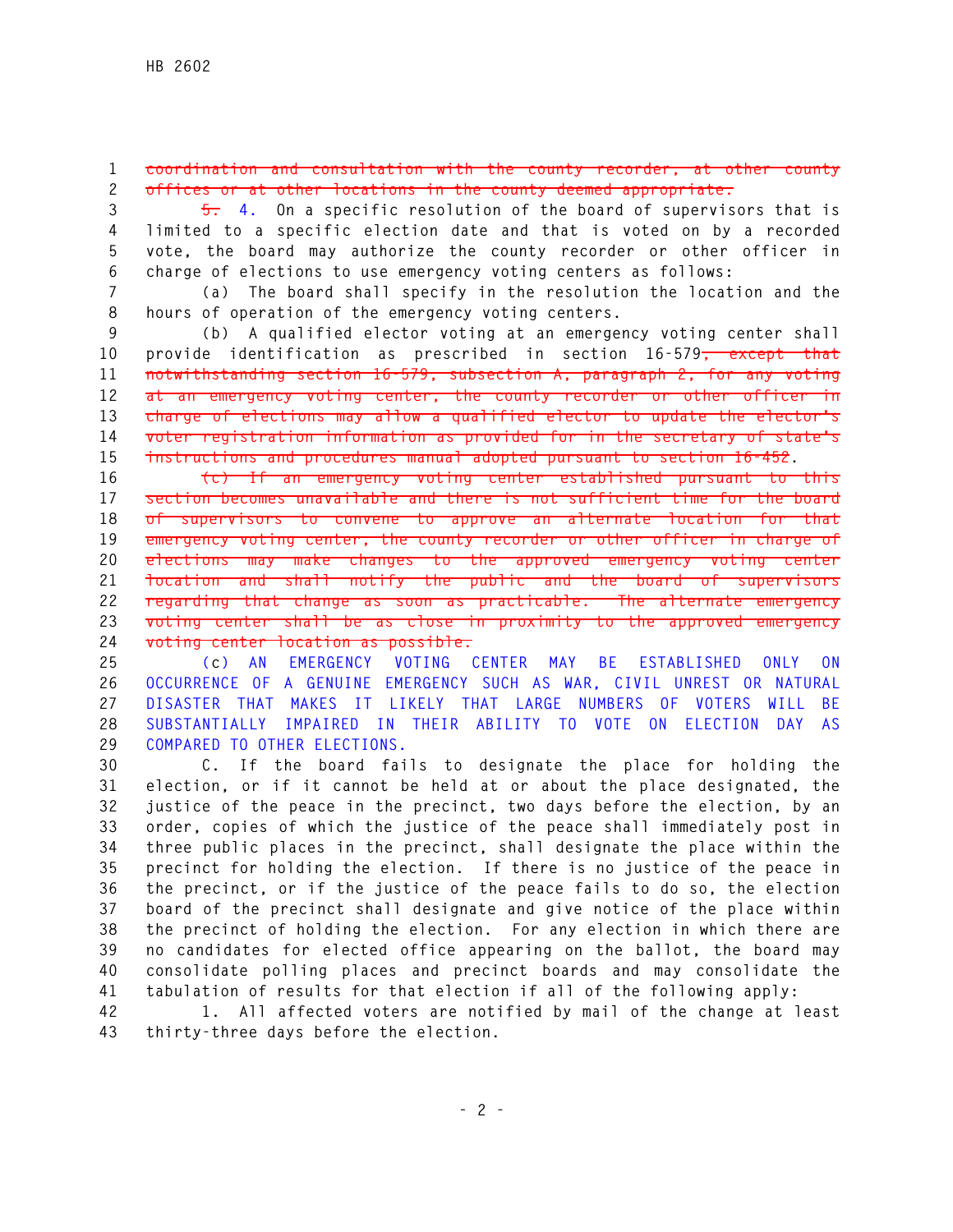~~coordination and consultation with the county recorder, at other county offices or at other locations in the county deemed appropriate.~~

~~5.~~ 4. On a specific resolution of the board of supervisors that is limited to a specific election date and that is voted on by a recorded vote, the board may authorize the county recorder or other officer in charge of elections to use emergency voting centers as follows:

(a) The board shall specify in the resolution the location and the hours of operation of the emergency voting centers.

(b) A qualified elector voting at an emergency voting center shall provide identification as prescribed in section 16-579~~, except that notwithstanding section 16-579, subsection A, paragraph 2, for any voting at an emergency voting center, the county recorder or other officer in charge of elections may allow a qualified elector to update the elector's voter registration information as provided for in the secretary of state's instructions and procedures manual adopted pursuant to section 16-452~~.

~~(c) If an emergency voting center established pursuant to this section becomes unavailable and there is not sufficient time for the board of supervisors to convene to approve an alternate location for that emergency voting center, the county recorder or other officer in charge of elections may make changes to the approved emergency voting center location and shall notify the public and the board of supervisors regarding that change as soon as practicable. The alternate emergency voting center shall be as close in proximity to the approved emergency voting center location as possible.~~

(c) AN EMERGENCY VOTING CENTER MAY BE ESTABLISHED ONLY ON OCCURRENCE OF A GENUINE EMERGENCY SUCH AS WAR, CIVIL UNREST OR NATURAL DISASTER THAT MAKES IT LIKELY THAT LARGE NUMBERS OF VOTERS WILL BE SUBSTANTIALLY IMPAIRED IN THEIR ABILITY TO VOTE ON ELECTION DAY AS COMPARED TO OTHER ELECTIONS.

C. If the board fails to designate the place for holding the election, or if it cannot be held at or about the place designated, the justice of the peace in the precinct, two days before the election, by an order, copies of which the justice of the peace shall immediately post in three public places in the precinct, shall designate the place within the precinct for holding the election. If there is no justice of the peace in the precinct, or if the justice of the peace fails to do so, the election board of the precinct shall designate and give notice of the place within the precinct of holding the election. For any election in which there are no candidates for elected office appearing on the ballot, the board may consolidate polling places and precinct boards and may consolidate the tabulation of results for that election if all of the following apply:

1. All affected voters are notified by mail of the change at least thirty-three days before the election.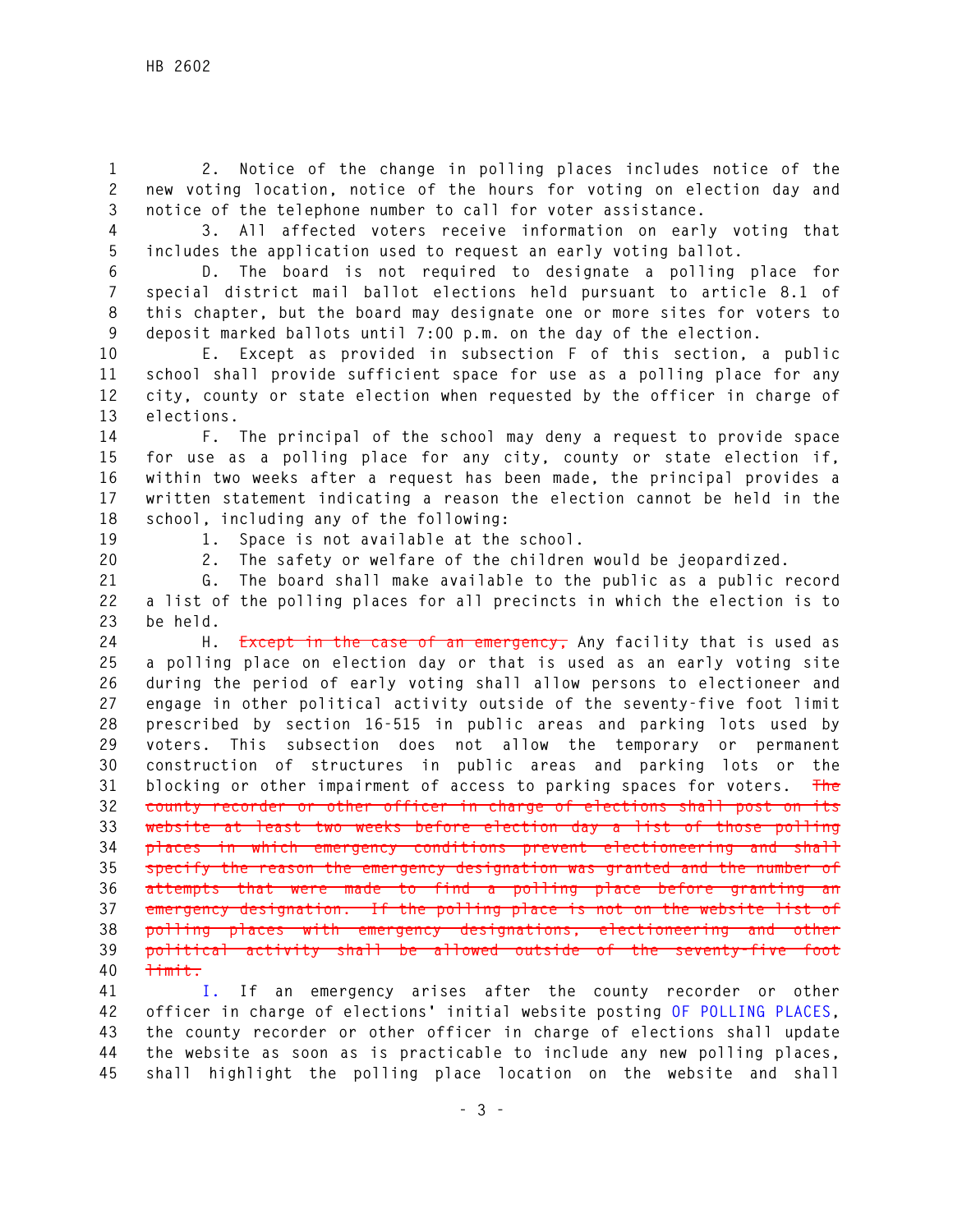2. Notice of the change in polling places includes notice of the new voting location, notice of the hours for voting on election day and notice of the telephone number to call for voter assistance.

3. All affected voters receive information on early voting that includes the application used to request an early voting ballot.

D. The board is not required to designate a polling place for special district mail ballot elections held pursuant to article 8.1 of this chapter, but the board may designate one or more sites for voters to deposit marked ballots until 7:00 p.m. on the day of the election.

E. Except as provided in subsection F of this section, a public school shall provide sufficient space for use as a polling place for any city, county or state election when requested by the officer in charge of elections.

F. The principal of the school may deny a request to provide space for use as a polling place for any city, county or state election if, within two weeks after a request has been made, the principal provides a written statement indicating a reason the election cannot be held in the school, including any of the following:

1. Space is not available at the school.

2. The safety or welfare of the children would be jeopardized.

G. The board shall make available to the public as a public record a list of the polling places for all precincts in which the election is to be held.

H. ~~Except in the case of an emergency,~~ Any facility that is used as a polling place on election day or that is used as an early voting site during the period of early voting shall allow persons to electioneer and engage in other political activity outside of the seventy-five foot limit prescribed by section 16-515 in public areas and parking lots used by voters. This subsection does not allow the temporary or permanent construction of structures in public areas and parking lots or the blocking or other impairment of access to parking spaces for voters. ~~The county recorder or other officer in charge of elections shall post on its website at least two weeks before election day a list of those polling places in which emergency conditions prevent electioneering and shall specify the reason the emergency designation was granted and the number of attempts that were made to find a polling place before granting an emergency designation. If the polling place is not on the website list of polling places with emergency designations, electioneering and other political activity shall be allowed outside of the seventy-five foot limit.~~

I. If an emergency arises after the county recorder or other officer in charge of elections' initial website posting OF POLLING PLACES, the county recorder or other officer in charge of elections shall update the website as soon as is practicable to include any new polling places, shall highlight the polling place location on the website and shall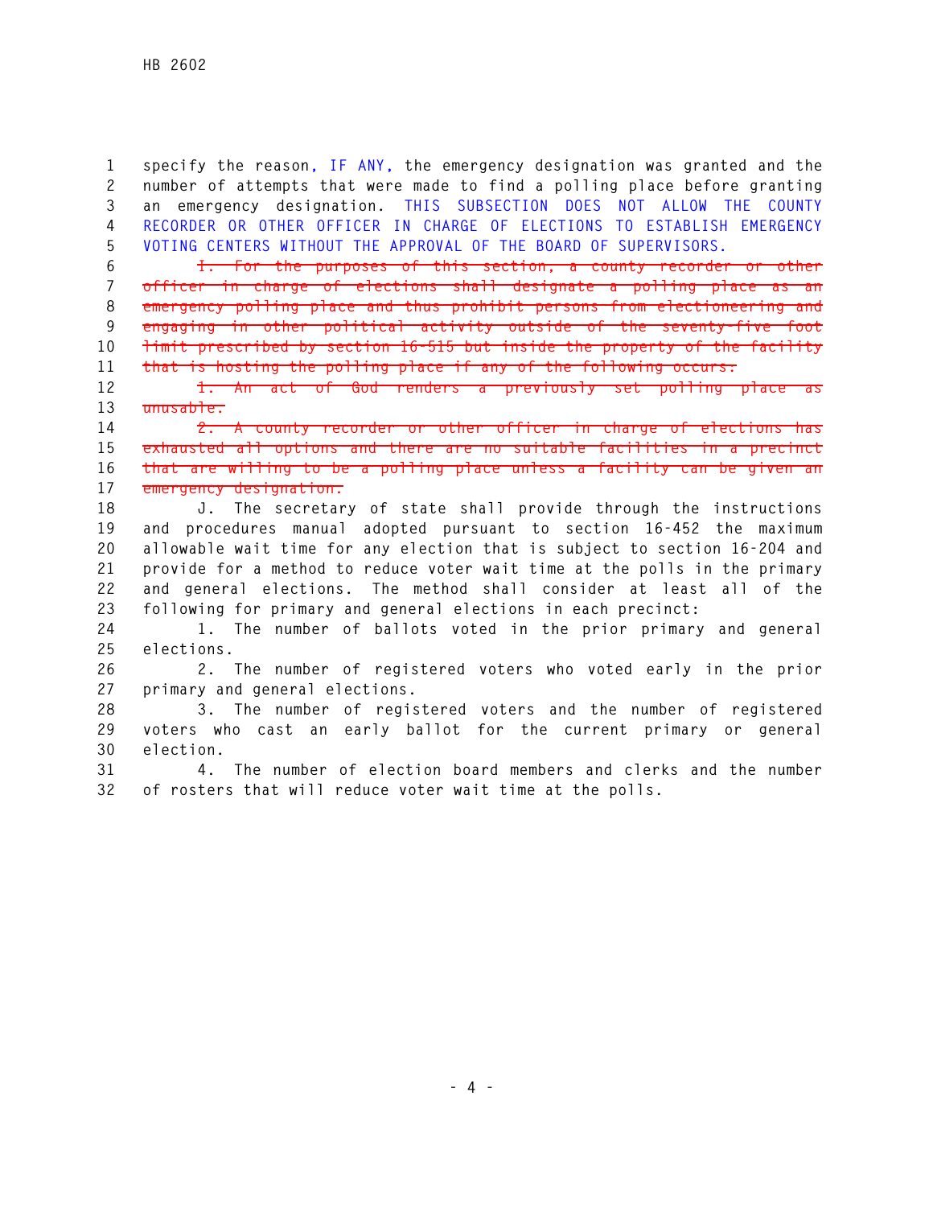specify the reason, IF ANY, the emergency designation was granted and the number of attempts that were made to find a polling place before granting an emergency designation. THIS SUBSECTION DOES NOT ALLOW THE COUNTY RECORDER OR OTHER OFFICER IN CHARGE OF ELECTIONS TO ESTABLISH EMERGENCY VOTING CENTERS WITHOUT THE APPROVAL OF THE BOARD OF SUPERVISORS.

~~I. For the purposes of this section, a county recorder or other officer in charge of elections shall designate a polling place as an emergency polling place and thus prohibit persons from electioneering and engaging in other political activity outside of the seventy-five foot limit prescribed by section 16-515 but inside the property of the facility that is hosting the polling place if any of the following occurs:~~

~~1. An act of God renders a previously set polling place as unusable.~~

~~2. A county recorder or other officer in charge of elections has exhausted all options and there are no suitable facilities in a precinct that are willing to be a polling place unless a facility can be given an emergency designation.~~

J. The secretary of state shall provide through the instructions and procedures manual adopted pursuant to section 16-452 the maximum allowable wait time for any election that is subject to section 16-204 and provide for a method to reduce voter wait time at the polls in the primary and general elections. The method shall consider at least all of the following for primary and general elections in each precinct:

1. The number of ballots voted in the prior primary and general elections.

2. The number of registered voters who voted early in the prior primary and general elections.

3. The number of registered voters and the number of registered voters who cast an early ballot for the current primary or general election.

4. The number of election board members and clerks and the number of rosters that will reduce voter wait time at the polls.